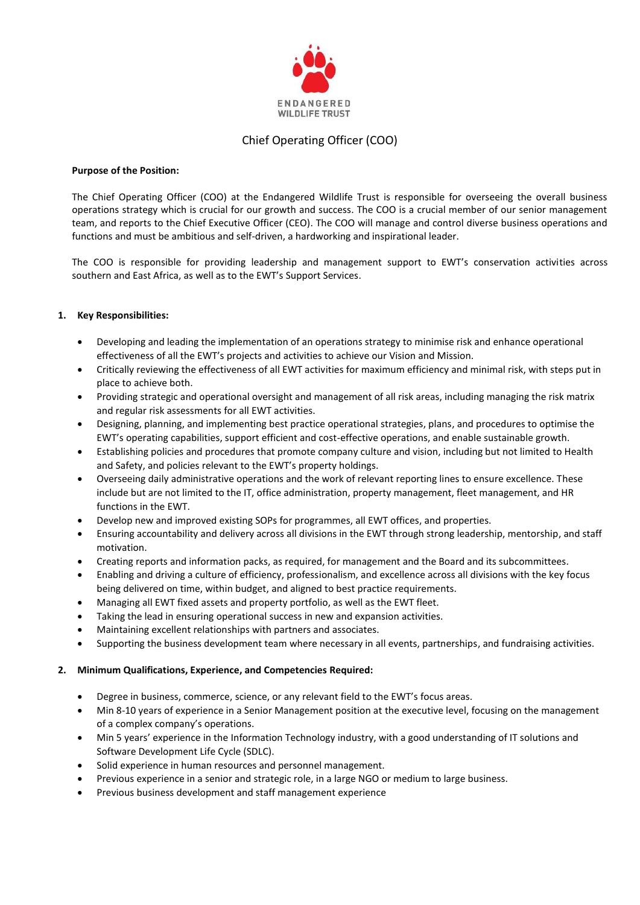ENDANGERED WILDLIFE TRUST

# Chief Operating Officer (COO)

**Purpose of the Position:**

The Chief Operating Officer (COO) at the Endangered Wildlife Trust is responsible for overseeing the overall business operations strategy which is crucial for our growth and success. The COO is a crucial member of our senior management team, and reports to the Chief Executive Officer (CEO). The COO will manage and control diverse business operations and functions and must be ambitious and self-driven, a hardworking and inspirational leader.

The COO is responsible for providing leadership and management support to EWT's conservation activities across southern and East Africa, as well as to the EWT's Support Services.

## 1. Key Responsibilities:

- Developing and leading the implementation of an operations strategy to minimise risk and enhance operational effectiveness of all the EWT's projects and activities to achieve our Vision and Mission.
- Critically reviewing the effectiveness of all EWT activities for maximum efficiency and minimal risk, with steps put in place to achieve both.
- Providing strategic and operational oversight and management of all risk areas, including managing the risk matrix and regular risk assessments for all EWT activities.
- Designing, planning, and implementing best practice operational strategies, plans, and procedures to optimise the EWT's operating capabilities, support efficient and cost-effective operations, and enable sustainable growth.
- Establishing policies and procedures that promote company culture and vision, including but not limited to Health and Safety, and policies relevant to the EWT's property holdings.
- Overseeing daily administrative operations and the work of relevant reporting lines to ensure excellence. These include but are not limited to the IT, office administration, property management, fleet management, and HR functions in the EWT.
- Develop new and improved existing SOPs for programmes, all EWT offices, and properties.
- Ensuring accountability and delivery across all divisions in the EWT through strong leadership, mentorship, and staff motivation.
- Creating reports and information packs, as required, for management and the Board and its subcommittees.
- Enabling and driving a culture of efficiency, professionalism, and excellence across all divisions with the key focus being delivered on time, within budget, and aligned to best practice requirements.
- Managing all EWT fixed assets and property portfolio, as well as the EWT fleet.
- Taking the lead in ensuring operational success in new and expansion activities.
- Maintaining excellent relationships with partners and associates.
- Supporting the business development team where necessary in all events, partnerships, and fundraising activities.

## 2. Minimum Qualifications, Experience, and Competencies Required:

- Degree in business, commerce, science, or any relevant field to the EWT's focus areas.
- Min 8-10 years of experience in a Senior Management position at the executive level, focusing on the management of a complex company's operations.
- Min 5 years' experience in the Information Technology industry, with a good understanding of IT solutions and Software Development Life Cycle (SDLC).
- Solid experience in human resources and personnel management.
- Previous experience in a senior and strategic role, in a large NGO or medium to large business.
- Previous business development and staff management experience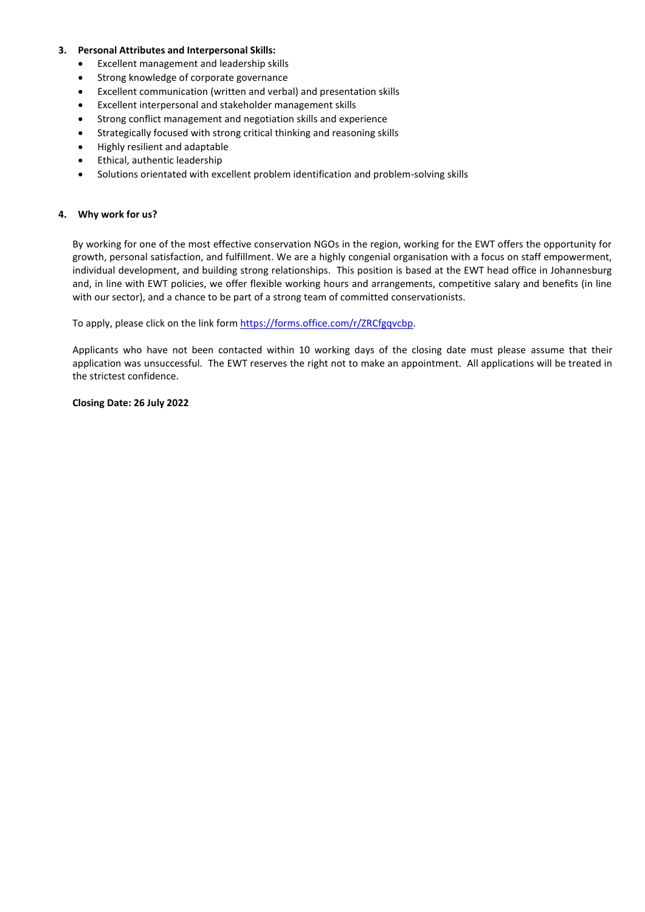**3. Personal Attributes and Interpersonal Skills:**

- Excellent management and leadership skills
- Strong knowledge of corporate governance
- Excellent communication (written and verbal) and presentation skills
- Excellent interpersonal and stakeholder management skills
- Strong conflict management and negotiation skills and experience
- Strategically focused with strong critical thinking and reasoning skills
- Highly resilient and adaptable
- Ethical, authentic leadership
- Solutions orientated with excellent problem identification and problem-solving skills

**4. Why work for us?**

By working for one of the most effective conservation NGOs in the region, working for the EWT offers the opportunity for growth, personal satisfaction, and fulfillment. We are a highly congenial organisation with a focus on staff empowerment, individual development, and building strong relationships. This position is based at the EWT head office in Johannesburg and, in line with EWT policies, we offer flexible working hours and arrangements, competitive salary and benefits (in line with our sector), and a chance to be part of a strong team of committed conservationists.

To apply, please click on the link form https://forms.office.com/r/ZRCfgqvcbp.

Applicants who have not been contacted within 10 working days of the closing date must please assume that their application was unsuccessful. The EWT reserves the right not to make an appointment. All applications will be treated in the strictest confidence.

**Closing Date: 26 July 2022**